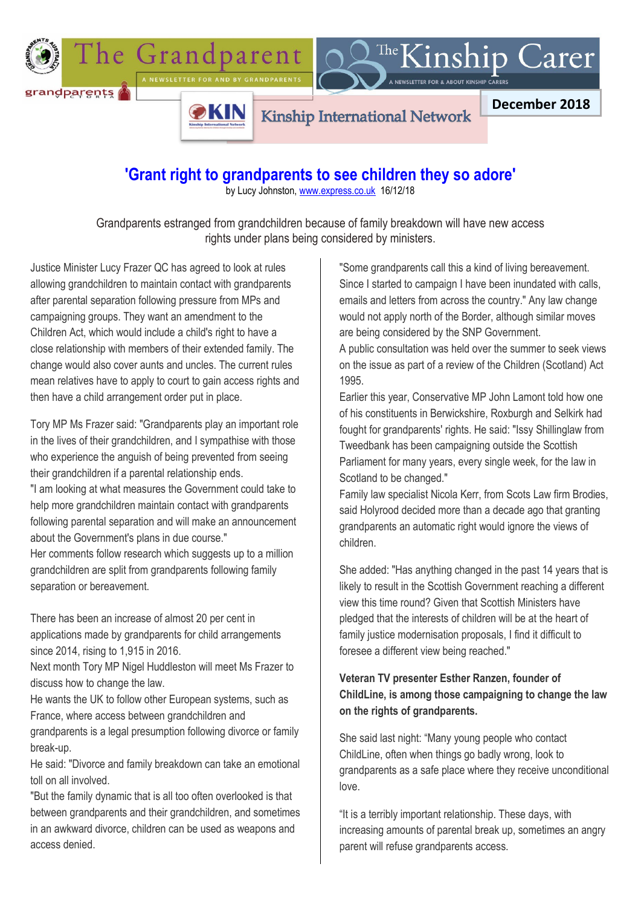The Grandparent

A NEWSLETTER FOR AND BY GRANDPARENTS

The Kinship Carer

A NEWSLETTER FOR & ABOUT KINSHIP CARERS

KIN Kinship International Network

**December 2018**

# 'Grant right to grandparents to see children they so adore'

by Lucy Johnston, www.express.co.uk 16/12/18

Grandparents estranged from grandchildren because of family breakdown will have new access rights under plans being considered by ministers.

Justice Minister Lucy Frazer QC has agreed to look at rules allowing grandchildren to maintain contact with grandparents after parental separation following pressure from MPs and campaigning groups. They want an amendment to the Children Act, which would include a child's right to have a close relationship with members of their extended family. The change would also cover aunts and uncles. The current rules mean relatives have to apply to court to gain access rights and then have a child arrangement order put in place.

Tory MP Ms Frazer said: "Grandparents play an important role in the lives of their grandchildren, and I sympathise with those who experience the anguish of being prevented from seeing their grandchildren if a parental relationship ends.
"I am looking at what measures the Government could take to help more grandchildren maintain contact with grandparents following parental separation and will make an announcement about the Government's plans in due course."
Her comments follow research which suggests up to a million grandchildren are split from grandparents following family separation or bereavement.

There has been an increase of almost 20 per cent in applications made by grandparents for child arrangements since 2014, rising to 1,915 in 2016.
Next month Tory MP Nigel Huddleston will meet Ms Frazer to discuss how to change the law.
He wants the UK to follow other European systems, such as France, where access between grandchildren and grandparents is a legal presumption following divorce or family break-up.
He said: "Divorce and family breakdown can take an emotional toll on all involved.
"But the family dynamic that is all too often overlooked is that between grandparents and their grandchildren, and sometimes in an awkward divorce, children can be used as weapons and access denied.

"Some grandparents call this a kind of living bereavement. Since I started to campaign I have been inundated with calls, emails and letters from across the country." Any law change would not apply north of the Border, although similar moves are being considered by the SNP Government.
A public consultation was held over the summer to seek views on the issue as part of a review of the Children (Scotland) Act 1995.
Earlier this year, Conservative MP John Lamont told how one of his constituents in Berwickshire, Roxburgh and Selkirk had fought for grandparents' rights. He said: "Issy Shillinglaw from Tweedbank has been campaigning outside the Scottish Parliament for many years, every single week, for the law in Scotland to be changed."
Family law specialist Nicola Kerr, from Scots Law firm Brodies, said Holyrood decided more than a decade ago that granting grandparents an automatic right would ignore the views of children.

She added: "Has anything changed in the past 14 years that is likely to result in the Scottish Government reaching a different view this time round? Given that Scottish Ministers have pledged that the interests of children will be at the heart of family justice modernisation proposals, I find it difficult to foresee a different view being reached."

**Veteran TV presenter Esther Ranzen, founder of ChildLine, is among those campaigning to change the law on the rights of grandparents.**

She said last night: "Many young people who contact ChildLine, often when things go badly wrong, look to grandparents as a safe place where they receive unconditional love.

"It is a terribly important relationship. These days, with increasing amounts of parental break up, sometimes an angry parent will refuse grandparents access.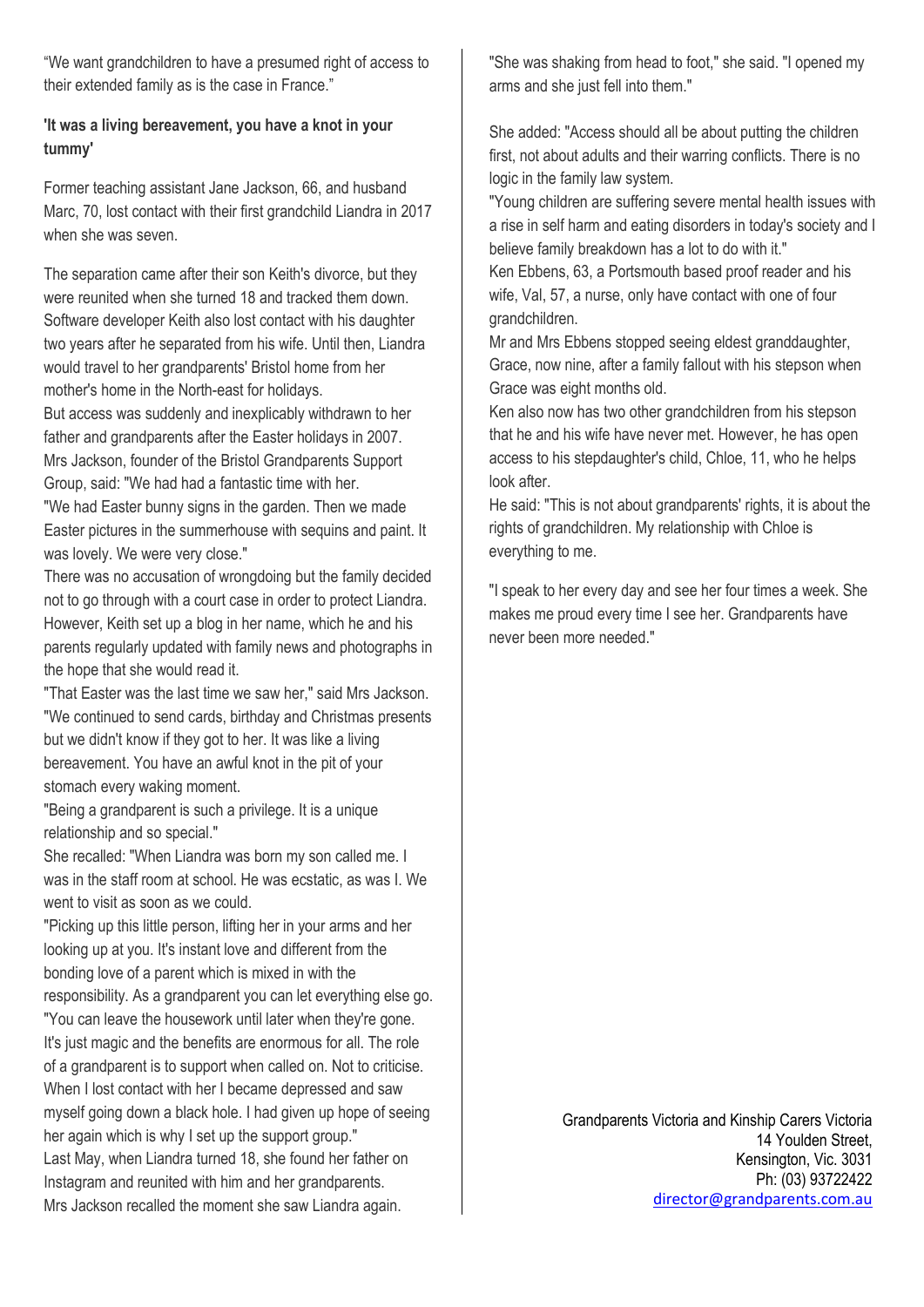"We want grandchildren to have a presumed right of access to their extended family as is the case in France."

**'It was a living bereavement, you have a knot in your tummy'**

Former teaching assistant Jane Jackson, 66, and husband Marc, 70, lost contact with their first grandchild Liandra in 2017 when she was seven.

The separation came after their son Keith's divorce, but they were reunited when she turned 18 and tracked them down. Software developer Keith also lost contact with his daughter two years after he separated from his wife. Until then, Liandra would travel to her grandparents' Bristol home from her mother's home in the North-east for holidays.

But access was suddenly and inexplicably withdrawn to her father and grandparents after the Easter holidays in 2007.

Mrs Jackson, founder of the Bristol Grandparents Support Group, said: "We had had a fantastic time with her.

"We had Easter bunny signs in the garden. Then we made Easter pictures in the summerhouse with sequins and paint. It was lovely. We were very close."

There was no accusation of wrongdoing but the family decided not to go through with a court case in order to protect Liandra. However, Keith set up a blog in her name, which he and his parents regularly updated with family news and photographs in the hope that she would read it.

"That Easter was the last time we saw her," said Mrs Jackson. "We continued to send cards, birthday and Christmas presents but we didn't know if they got to her. It was like a living bereavement. You have an awful knot in the pit of your stomach every waking moment.

"Being a grandparent is such a privilege. It is a unique relationship and so special."

She recalled: "When Liandra was born my son called me. I was in the staff room at school. He was ecstatic, as was I. We went to visit as soon as we could.

"Picking up this little person, lifting her in your arms and her looking up at you. It's instant love and different from the bonding love of a parent which is mixed in with the responsibility. As a grandparent you can let everything else go.

"You can leave the housework until later when they're gone. It's just magic and the benefits are enormous for all. The role of a grandparent is to support when called on. Not to criticise. When I lost contact with her I became depressed and saw myself going down a black hole. I had given up hope of seeing her again which is why I set up the support group."

Last May, when Liandra turned 18, she found her father on Instagram and reunited with him and her grandparents.

Mrs Jackson recalled the moment she saw Liandra again.

"She was shaking from head to foot," she said. "I opened my arms and she just fell into them."

She added: "Access should all be about putting the children first, not about adults and their warring conflicts. There is no logic in the family law system.

"Young children are suffering severe mental health issues with a rise in self harm and eating disorders in today's society and I believe family breakdown has a lot to do with it."

Ken Ebbens, 63, a Portsmouth based proof reader and his wife, Val, 57, a nurse, only have contact with one of four grandchildren.

Mr and Mrs Ebbens stopped seeing eldest granddaughter, Grace, now nine, after a family fallout with his stepson when Grace was eight months old.

Ken also now has two other grandchildren from his stepson that he and his wife have never met. However, he has open access to his stepdaughter's child, Chloe, 11, who he helps look after.

He said: "This is not about grandparents' rights, it is about the rights of grandchildren. My relationship with Chloe is everything to me.

"I speak to her every day and see her four times a week. She makes me proud every time I see her. Grandparents have never been more needed."

Grandparents Victoria and Kinship Carers Victoria
14 Youlden Street,
Kensington, Vic. 3031
Ph: (03) 93722422
director@grandparents.com.au